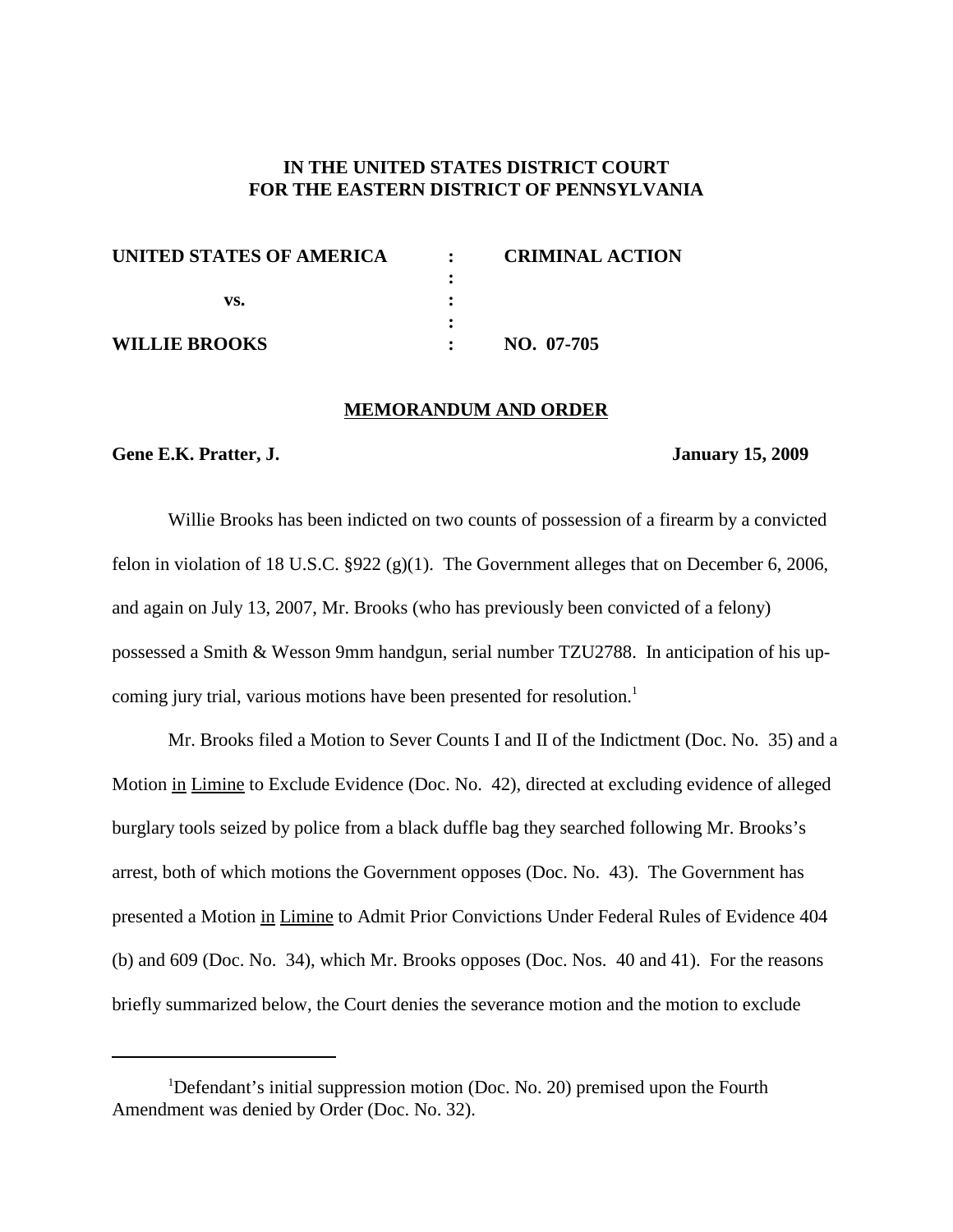**IN THE UNITED STATES DISTRICT COURT**
**FOR THE EASTERN DISTRICT OF PENNSYLVANIA**

| | | |
|---|---|---|
| **UNITED STATES OF AMERICA** | : | **CRIMINAL ACTION** |
| | : | |
| **vs.** | : | |
| | : | |
| **WILLIE BROOKS** | : | **NO. 07-705** |

**MEMORANDUM AND ORDER**

**Gene E.K. Pratter, J.** **January 15, 2009**

Willie Brooks has been indicted on two counts of possession of a firearm by a convicted felon in violation of 18 U.S.C. §922 (g)(1). The Government alleges that on December 6, 2006, and again on July 13, 2007, Mr. Brooks (who has previously been convicted of a felony) possessed a Smith & Wesson 9mm handgun, serial number TZU2788. In anticipation of his up-coming jury trial, various motions have been presented for resolution.[1]

Mr. Brooks filed a Motion to Sever Counts I and II of the Indictment (Doc. No. 35) and a Motion in Limine to Exclude Evidence (Doc. No. 42), directed at excluding evidence of alleged burglary tools seized by police from a black duffle bag they searched following Mr. Brooks's arrest, both of which motions the Government opposes (Doc. No. 43). The Government has presented a Motion in Limine to Admit Prior Convictions Under Federal Rules of Evidence 404 (b) and 609 (Doc. No. 34), which Mr. Brooks opposes (Doc. Nos. 40 and 41). For the reasons briefly summarized below, the Court denies the severance motion and the motion to exclude

---

[1]Defendant's initial suppression motion (Doc. No. 20) premised upon the Fourth Amendment was denied by Order (Doc. No. 32).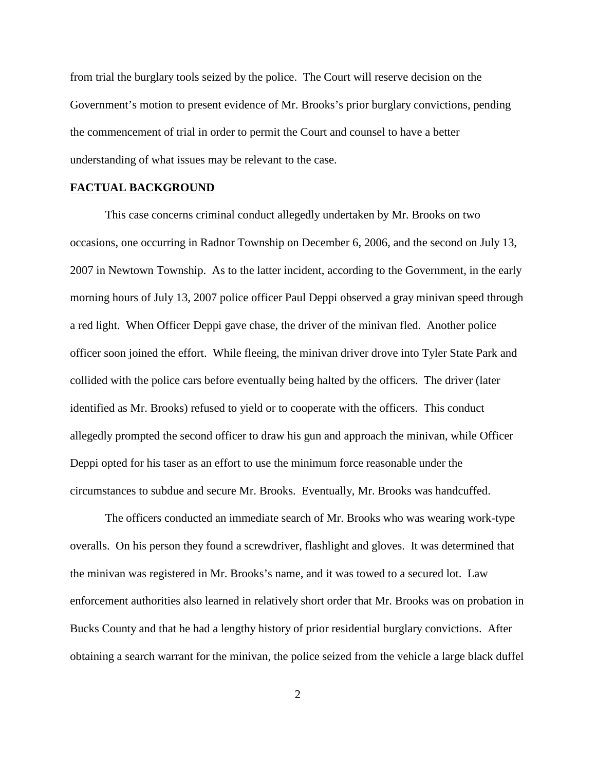from trial the burglary tools seized by the police. The Court will reserve decision on the Government's motion to present evidence of Mr. Brooks's prior burglary convictions, pending the commencement of trial in order to permit the Court and counsel to have a better understanding of what issues may be relevant to the case.

## FACTUAL BACKGROUND

This case concerns criminal conduct allegedly undertaken by Mr. Brooks on two occasions, one occurring in Radnor Township on December 6, 2006, and the second on July 13, 2007 in Newtown Township. As to the latter incident, according to the Government, in the early morning hours of July 13, 2007 police officer Paul Deppi observed a gray minivan speed through a red light. When Officer Deppi gave chase, the driver of the minivan fled. Another police officer soon joined the effort. While fleeing, the minivan driver drove into Tyler State Park and collided with the police cars before eventually being halted by the officers. The driver (later identified as Mr. Brooks) refused to yield or to cooperate with the officers. This conduct allegedly prompted the second officer to draw his gun and approach the minivan, while Officer Deppi opted for his taser as an effort to use the minimum force reasonable under the circumstances to subdue and secure Mr. Brooks. Eventually, Mr. Brooks was handcuffed.

The officers conducted an immediate search of Mr. Brooks who was wearing work-type overalls. On his person they found a screwdriver, flashlight and gloves. It was determined that the minivan was registered in Mr. Brooks's name, and it was towed to a secured lot. Law enforcement authorities also learned in relatively short order that Mr. Brooks was on probation in Bucks County and that he had a lengthy history of prior residential burglary convictions. After obtaining a search warrant for the minivan, the police seized from the vehicle a large black duffel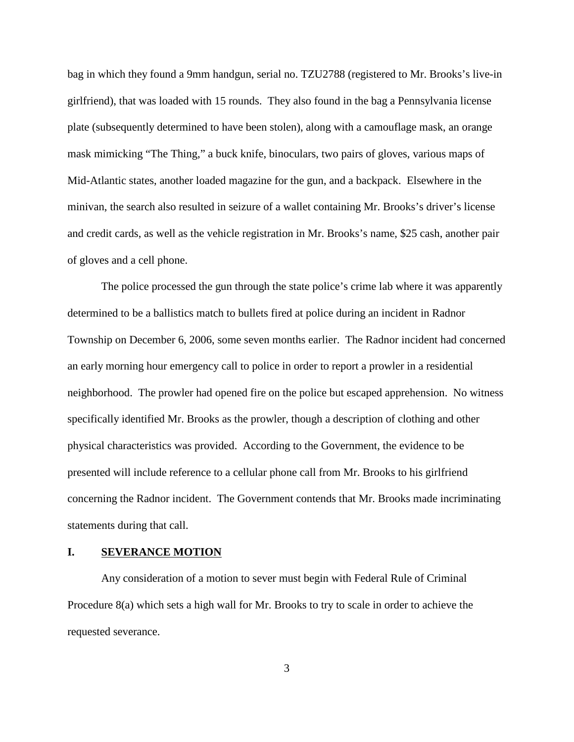bag in which they found a 9mm handgun, serial no. TZU2788 (registered to Mr. Brooks's live-in girlfriend), that was loaded with 15 rounds. They also found in the bag a Pennsylvania license plate (subsequently determined to have been stolen), along with a camouflage mask, an orange mask mimicking "The Thing," a buck knife, binoculars, two pairs of gloves, various maps of Mid-Atlantic states, another loaded magazine for the gun, and a backpack. Elsewhere in the minivan, the search also resulted in seizure of a wallet containing Mr. Brooks's driver's license and credit cards, as well as the vehicle registration in Mr. Brooks's name, $25 cash, another pair of gloves and a cell phone.

The police processed the gun through the state police's crime lab where it was apparently determined to be a ballistics match to bullets fired at police during an incident in Radnor Township on December 6, 2006, some seven months earlier. The Radnor incident had concerned an early morning hour emergency call to police in order to report a prowler in a residential neighborhood. The prowler had opened fire on the police but escaped apprehension. No witness specifically identified Mr. Brooks as the prowler, though a description of clothing and other physical characteristics was provided. According to the Government, the evidence to be presented will include reference to a cellular phone call from Mr. Brooks to his girlfriend concerning the Radnor incident. The Government contends that Mr. Brooks made incriminating statements during that call.

## I. <u>SEVERANCE MOTION</u>

Any consideration of a motion to sever must begin with Federal Rule of Criminal Procedure 8(a) which sets a high wall for Mr. Brooks to try to scale in order to achieve the requested severance.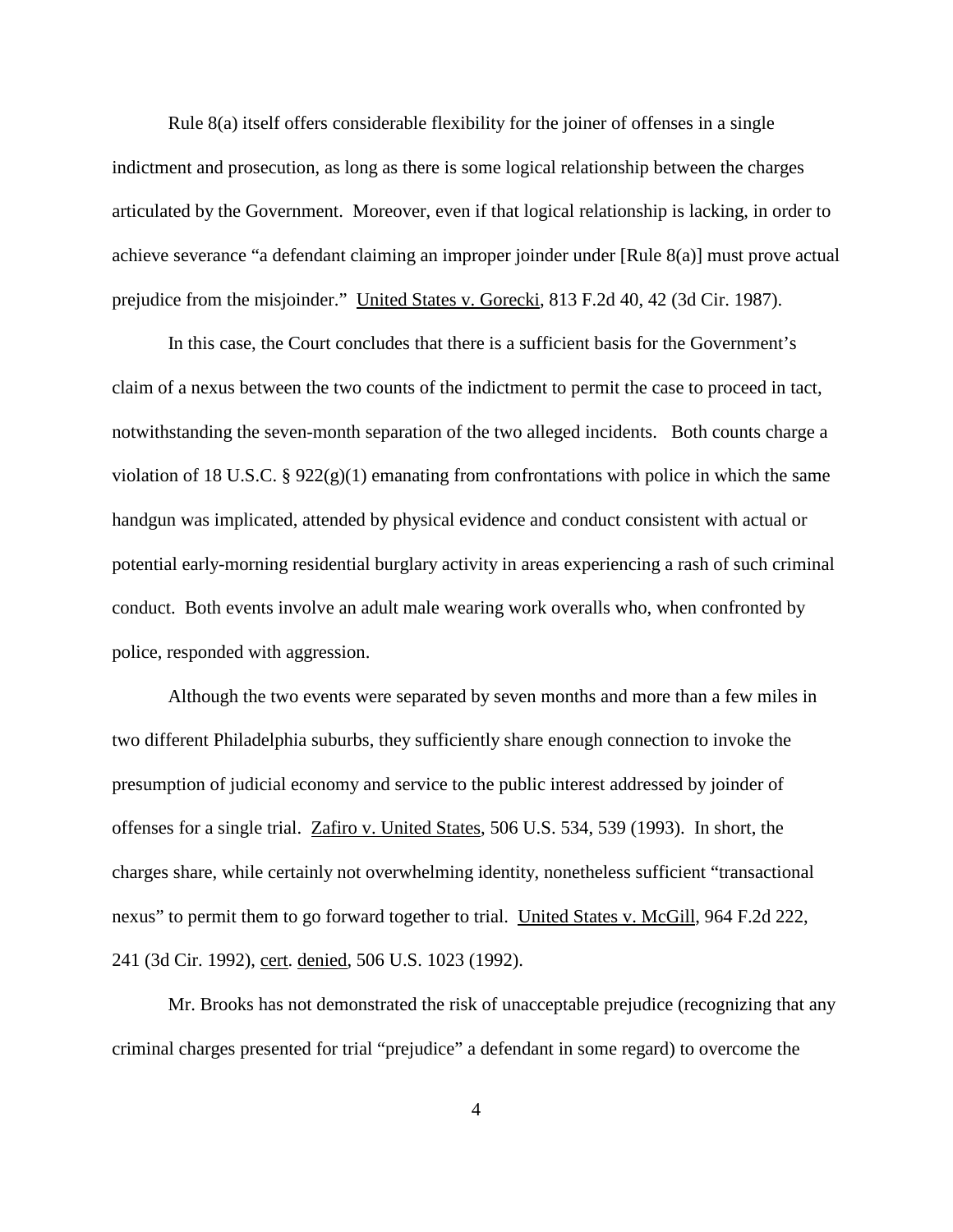Rule 8(a) itself offers considerable flexibility for the joiner of offenses in a single indictment and prosecution, as long as there is some logical relationship between the charges articulated by the Government. Moreover, even if that logical relationship is lacking, in order to achieve severance "a defendant claiming an improper joinder under [Rule 8(a)] must prove actual prejudice from the misjoinder." United States v. Gorecki, 813 F.2d 40, 42 (3d Cir. 1987).

In this case, the Court concludes that there is a sufficient basis for the Government's claim of a nexus between the two counts of the indictment to permit the case to proceed in tact, notwithstanding the seven-month separation of the two alleged incidents. Both counts charge a violation of 18 U.S.C. § 922(g)(1) emanating from confrontations with police in which the same handgun was implicated, attended by physical evidence and conduct consistent with actual or potential early-morning residential burglary activity in areas experiencing a rash of such criminal conduct. Both events involve an adult male wearing work overalls who, when confronted by police, responded with aggression.

Although the two events were separated by seven months and more than a few miles in two different Philadelphia suburbs, they sufficiently share enough connection to invoke the presumption of judicial economy and service to the public interest addressed by joinder of offenses for a single trial. Zafiro v. United States, 506 U.S. 534, 539 (1993). In short, the charges share, while certainly not overwhelming identity, nonetheless sufficient "transactional nexus" to permit them to go forward together to trial. United States v. McGill, 964 F.2d 222, 241 (3d Cir. 1992), cert. denied, 506 U.S. 1023 (1992).

Mr. Brooks has not demonstrated the risk of unacceptable prejudice (recognizing that any criminal charges presented for trial "prejudice" a defendant in some regard) to overcome the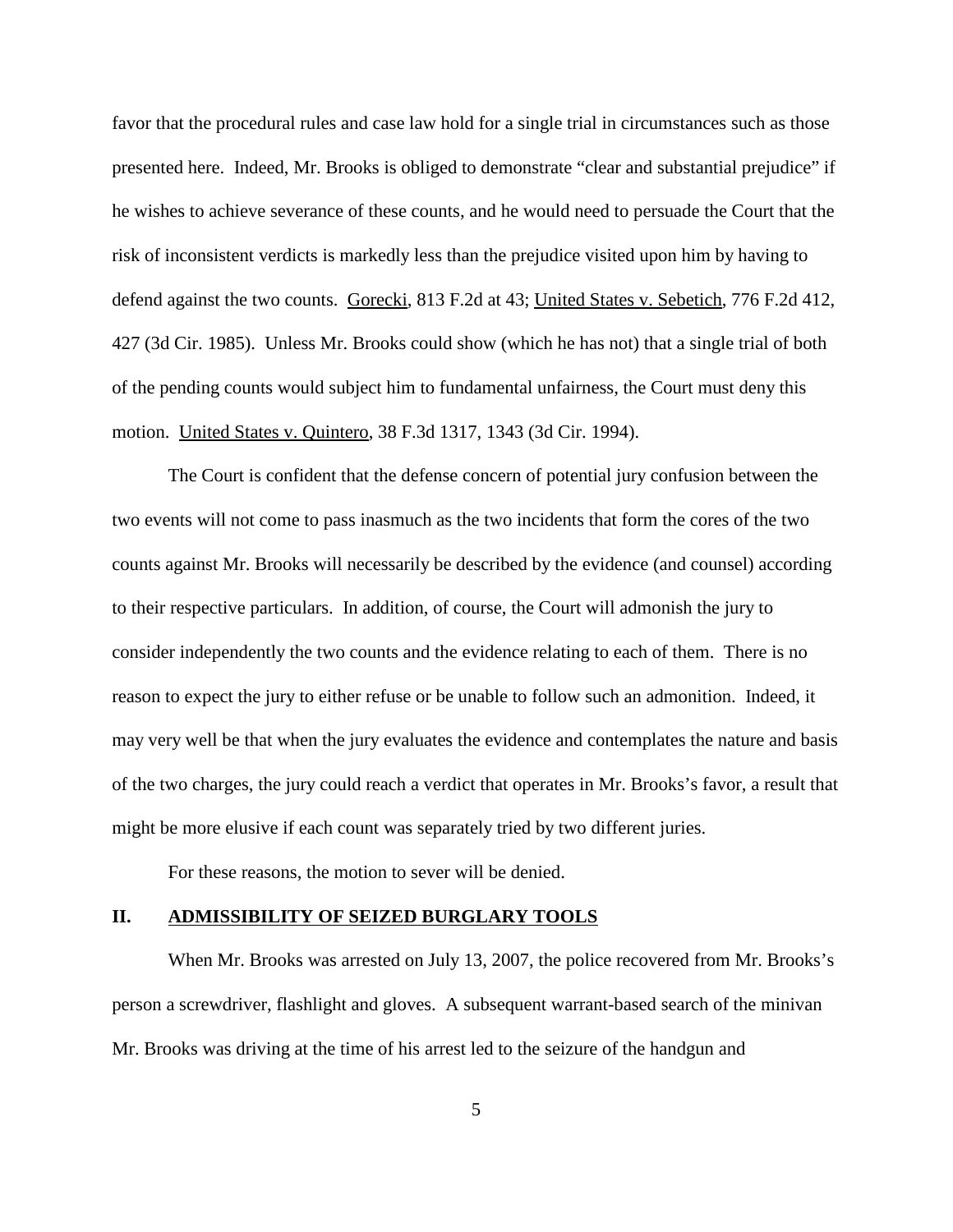favor that the procedural rules and case law hold for a single trial in circumstances such as those presented here. Indeed, Mr. Brooks is obliged to demonstrate "clear and substantial prejudice" if he wishes to achieve severance of these counts, and he would need to persuade the Court that the risk of inconsistent verdicts is markedly less than the prejudice visited upon him by having to defend against the two counts. Gorecki, 813 F.2d at 43; United States v. Sebetich, 776 F.2d 412, 427 (3d Cir. 1985). Unless Mr. Brooks could show (which he has not) that a single trial of both of the pending counts would subject him to fundamental unfairness, the Court must deny this motion. United States v. Quintero, 38 F.3d 1317, 1343 (3d Cir. 1994).

The Court is confident that the defense concern of potential jury confusion between the two events will not come to pass inasmuch as the two incidents that form the cores of the two counts against Mr. Brooks will necessarily be described by the evidence (and counsel) according to their respective particulars. In addition, of course, the Court will admonish the jury to consider independently the two counts and the evidence relating to each of them. There is no reason to expect the jury to either refuse or be unable to follow such an admonition. Indeed, it may very well be that when the jury evaluates the evidence and contemplates the nature and basis of the two charges, the jury could reach a verdict that operates in Mr. Brooks's favor, a result that might be more elusive if each count was separately tried by two different juries.

For these reasons, the motion to sever will be denied.

## II. ADMISSIBILITY OF SEIZED BURGLARY TOOLS

When Mr. Brooks was arrested on July 13, 2007, the police recovered from Mr. Brooks's person a screwdriver, flashlight and gloves. A subsequent warrant-based search of the minivan Mr. Brooks was driving at the time of his arrest led to the seizure of the handgun and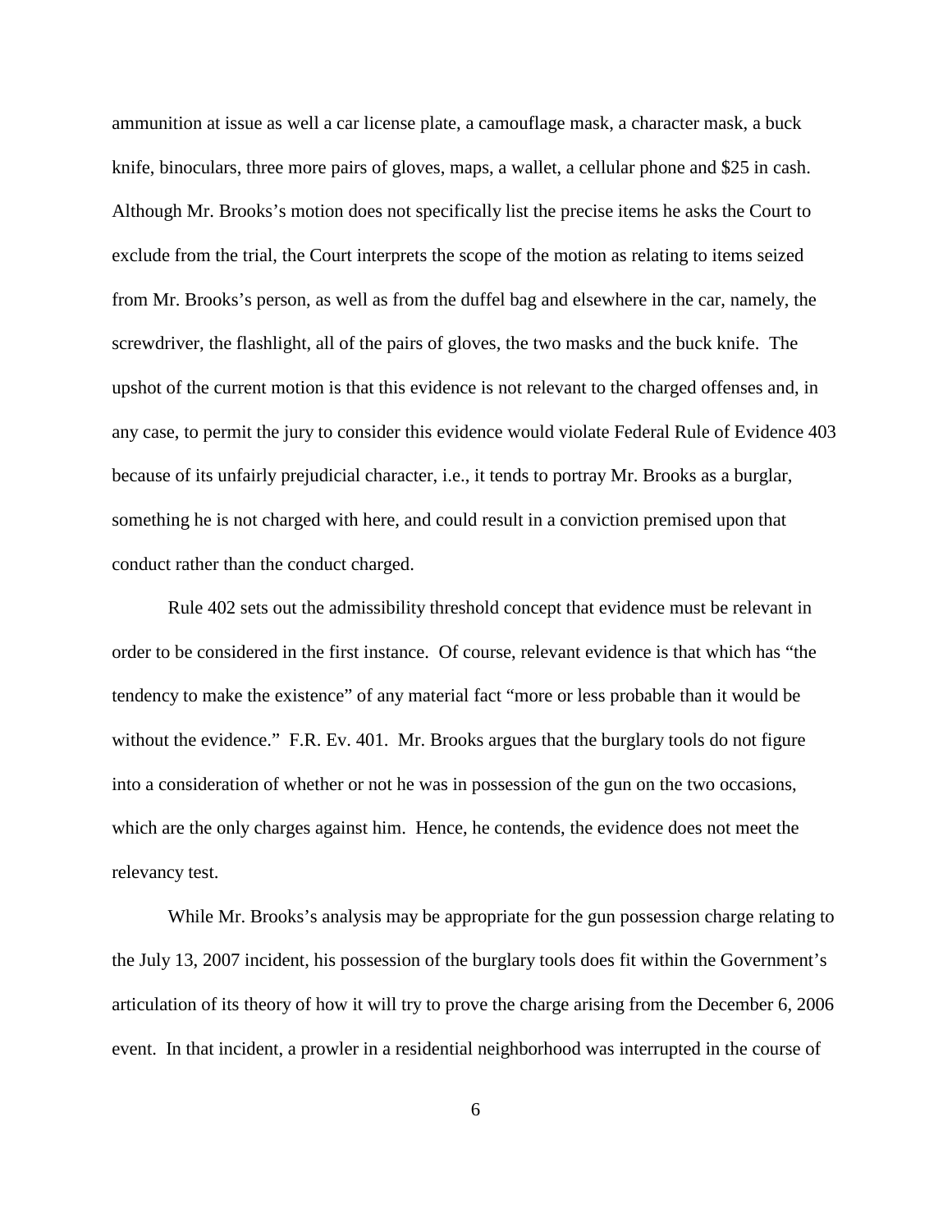ammunition at issue as well a car license plate, a camouflage mask, a character mask, a buck knife, binoculars, three more pairs of gloves, maps, a wallet, a cellular phone and $25 in cash. Although Mr. Brooks's motion does not specifically list the precise items he asks the Court to exclude from the trial, the Court interprets the scope of the motion as relating to items seized from Mr. Brooks's person, as well as from the duffel bag and elsewhere in the car, namely, the screwdriver, the flashlight, all of the pairs of gloves, the two masks and the buck knife. The upshot of the current motion is that this evidence is not relevant to the charged offenses and, in any case, to permit the jury to consider this evidence would violate Federal Rule of Evidence 403 because of its unfairly prejudicial character, i.e., it tends to portray Mr. Brooks as a burglar, something he is not charged with here, and could result in a conviction premised upon that conduct rather than the conduct charged.

Rule 402 sets out the admissibility threshold concept that evidence must be relevant in order to be considered in the first instance. Of course, relevant evidence is that which has "the tendency to make the existence" of any material fact "more or less probable than it would be without the evidence." F.R. Ev. 401. Mr. Brooks argues that the burglary tools do not figure into a consideration of whether or not he was in possession of the gun on the two occasions, which are the only charges against him. Hence, he contends, the evidence does not meet the relevancy test.

While Mr. Brooks's analysis may be appropriate for the gun possession charge relating to the July 13, 2007 incident, his possession of the burglary tools does fit within the Government's articulation of its theory of how it will try to prove the charge arising from the December 6, 2006 event. In that incident, a prowler in a residential neighborhood was interrupted in the course of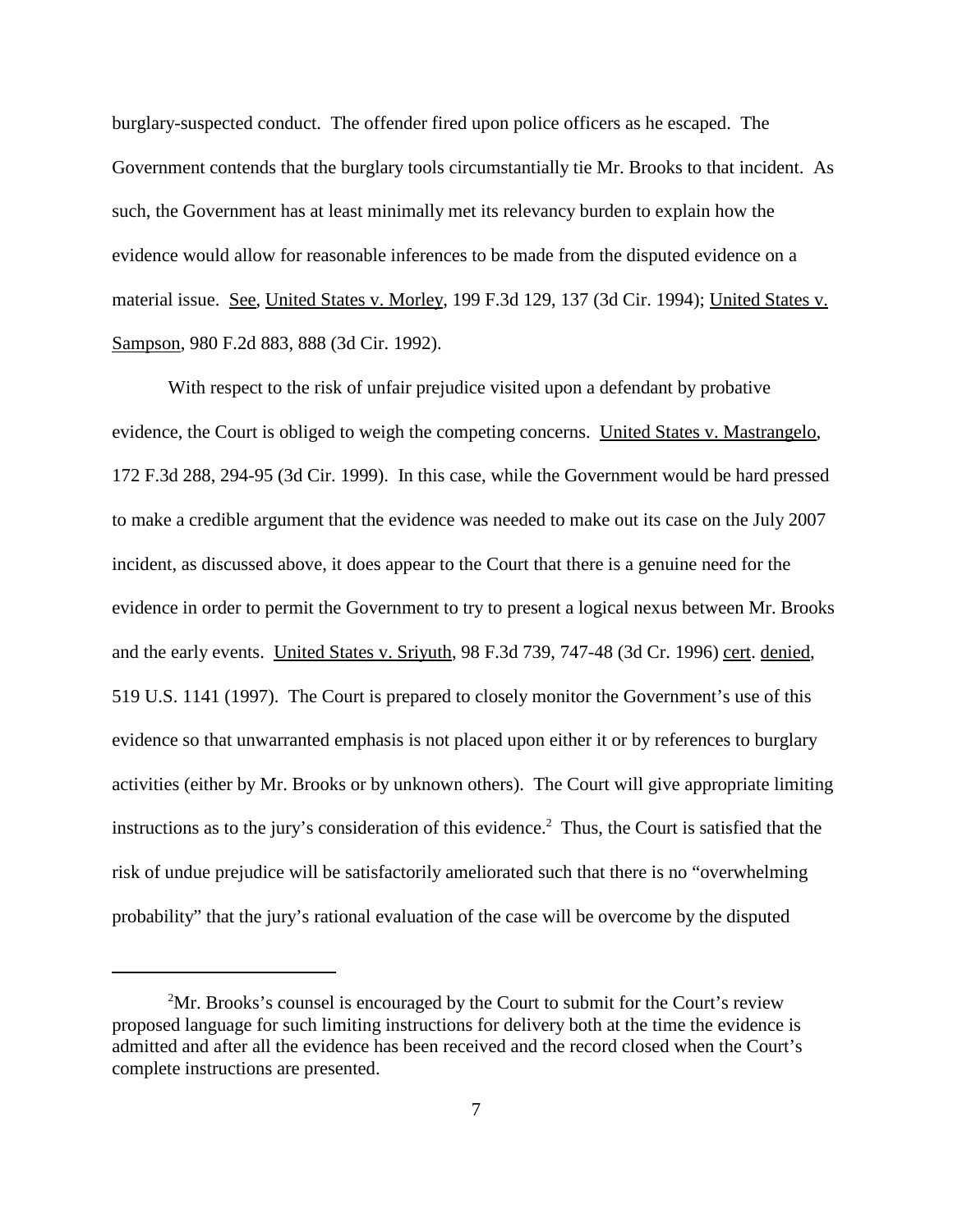burglary-suspected conduct. The offender fired upon police officers as he escaped. The Government contends that the burglary tools circumstantially tie Mr. Brooks to that incident. As such, the Government has at least minimally met its relevancy burden to explain how the evidence would allow for reasonable inferences to be made from the disputed evidence on a material issue. See, United States v. Morley, 199 F.3d 129, 137 (3d Cir. 1994); United States v. Sampson, 980 F.2d 883, 888 (3d Cir. 1992).

With respect to the risk of unfair prejudice visited upon a defendant by probative evidence, the Court is obliged to weigh the competing concerns. United States v. Mastrangelo, 172 F.3d 288, 294-95 (3d Cir. 1999). In this case, while the Government would be hard pressed to make a credible argument that the evidence was needed to make out its case on the July 2007 incident, as discussed above, it does appear to the Court that there is a genuine need for the evidence in order to permit the Government to try to present a logical nexus between Mr. Brooks and the early events. United States v. Sriyuth, 98 F.3d 739, 747-48 (3d Cr. 1996) cert. denied, 519 U.S. 1141 (1997). The Court is prepared to closely monitor the Government's use of this evidence so that unwarranted emphasis is not placed upon either it or by references to burglary activities (either by Mr. Brooks or by unknown others). The Court will give appropriate limiting instructions as to the jury's consideration of this evidence.[2] Thus, the Court is satisfied that the risk of undue prejudice will be satisfactorily ameliorated such that there is no "overwhelming probability" that the jury's rational evaluation of the case will be overcome by the disputed

---

[2]Mr. Brooks's counsel is encouraged by the Court to submit for the Court's review proposed language for such limiting instructions for delivery both at the time the evidence is admitted and after all the evidence has been received and the record closed when the Court's complete instructions are presented.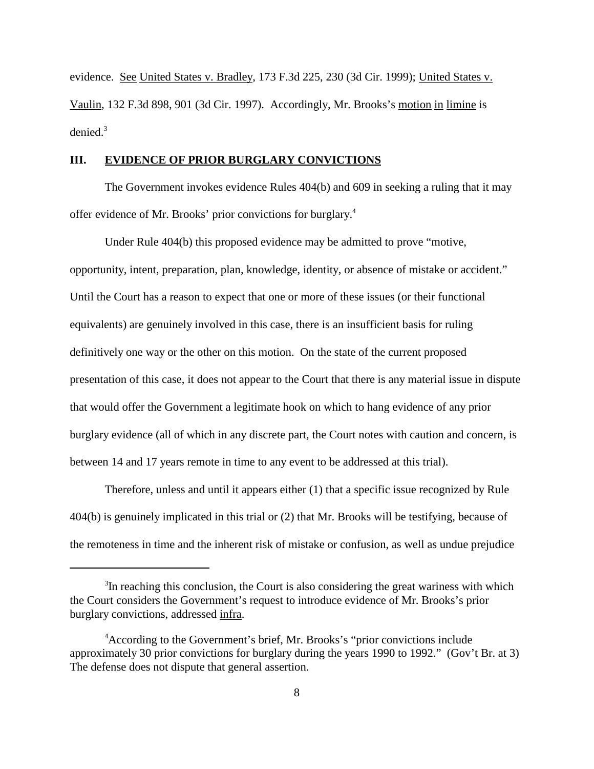evidence. See United States v. Bradley, 173 F.3d 225, 230 (3d Cir. 1999); United States v. Vaulin, 132 F.3d 898, 901 (3d Cir. 1997). Accordingly, Mr. Brooks's motion in limine is denied.[3]

## III. EVIDENCE OF PRIOR BURGLARY CONVICTIONS

The Government invokes evidence Rules 404(b) and 609 in seeking a ruling that it may offer evidence of Mr. Brooks' prior convictions for burglary.[4]

Under Rule 404(b) this proposed evidence may be admitted to prove "motive, opportunity, intent, preparation, plan, knowledge, identity, or absence of mistake or accident." Until the Court has a reason to expect that one or more of these issues (or their functional equivalents) are genuinely involved in this case, there is an insufficient basis for ruling definitively one way or the other on this motion. On the state of the current proposed presentation of this case, it does not appear to the Court that there is any material issue in dispute that would offer the Government a legitimate hook on which to hang evidence of any prior burglary evidence (all of which in any discrete part, the Court notes with caution and concern, is between 14 and 17 years remote in time to any event to be addressed at this trial).

Therefore, unless and until it appears either (1) that a specific issue recognized by Rule 404(b) is genuinely implicated in this trial or (2) that Mr. Brooks will be testifying, because of the remoteness in time and the inherent risk of mistake or confusion, as well as undue prejudice

---

[3] In reaching this conclusion, the Court is also considering the great wariness with which the Court considers the Government's request to introduce evidence of Mr. Brooks's prior burglary convictions, addressed infra.

[4] According to the Government's brief, Mr. Brooks's "prior convictions include approximately 30 prior convictions for burglary during the years 1990 to 1992." (Gov't Br. at 3) The defense does not dispute that general assertion.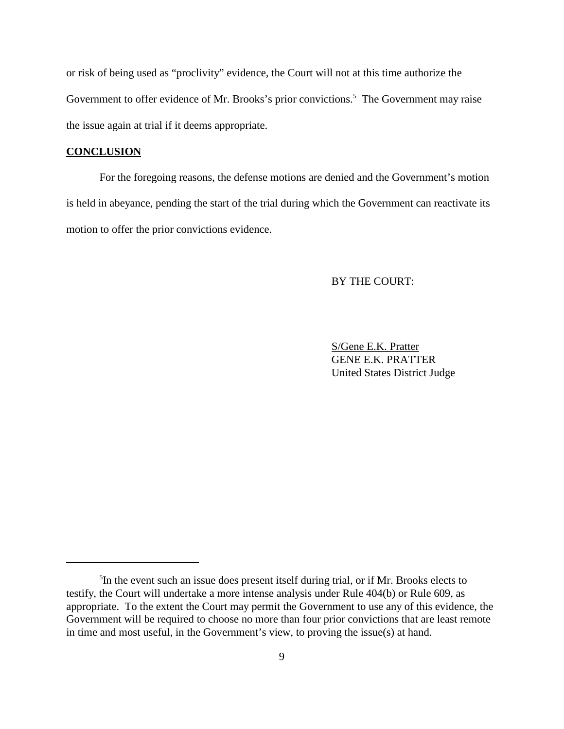or risk of being used as "proclivity" evidence, the Court will not at this time authorize the Government to offer evidence of Mr. Brooks's prior convictions.[5] The Government may raise the issue again at trial if it deems appropriate.

**CONCLUSION**

For the foregoing reasons, the defense motions are denied and the Government's motion is held in abeyance, pending the start of the trial during which the Government can reactivate its motion to offer the prior convictions evidence.

BY THE COURT:

S/Gene E.K. Pratter
GENE E.K. PRATTER
United States District Judge

---

[5] In the event such an issue does present itself during trial, or if Mr. Brooks elects to testify, the Court will undertake a more intense analysis under Rule 404(b) or Rule 609, as appropriate. To the extent the Court may permit the Government to use any of this evidence, the Government will be required to choose no more than four prior convictions that are least remote in time and most useful, in the Government's view, to proving the issue(s) at hand.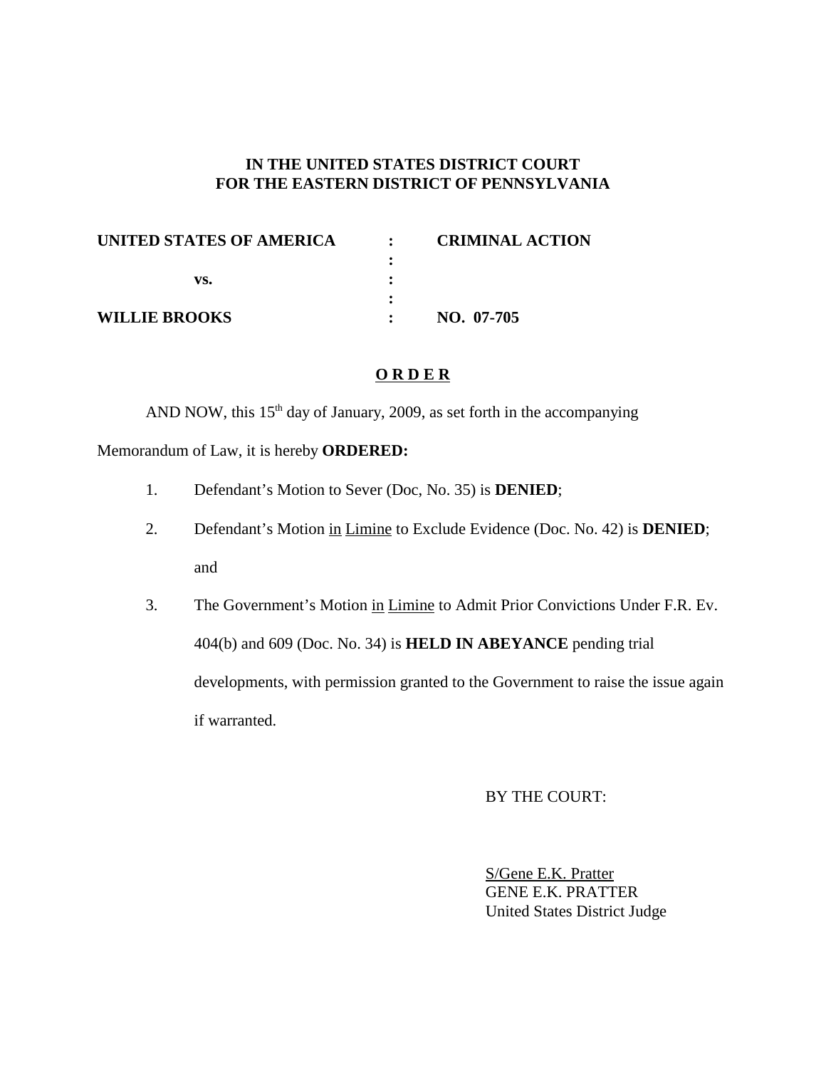**IN THE UNITED STATES DISTRICT COURT**
**FOR THE EASTERN DISTRICT OF PENNSYLVANIA**

| | | |
|---|---|---|
| **UNITED STATES OF AMERICA** | : | **CRIMINAL ACTION** |
| | : | |
| **vs.** | : | |
| | : | |
| **WILLIE BROOKS** | : | **NO. 07-705** |

**O R D E R**

AND NOW, this 15th day of January, 2009, as set forth in the accompanying Memorandum of Law, it is hereby **ORDERED:**

1. Defendant's Motion to Sever (Doc, No. 35) is **DENIED**;

2. Defendant's Motion in Limine to Exclude Evidence (Doc. No. 42) is **DENIED**; and

3. The Government's Motion in Limine to Admit Prior Convictions Under F.R. Ev. 404(b) and 609 (Doc. No. 34) is **HELD IN ABEYANCE** pending trial developments, with permission granted to the Government to raise the issue again if warranted.

BY THE COURT:

S/Gene E.K. Pratter
GENE E.K. PRATTER
United States District Judge